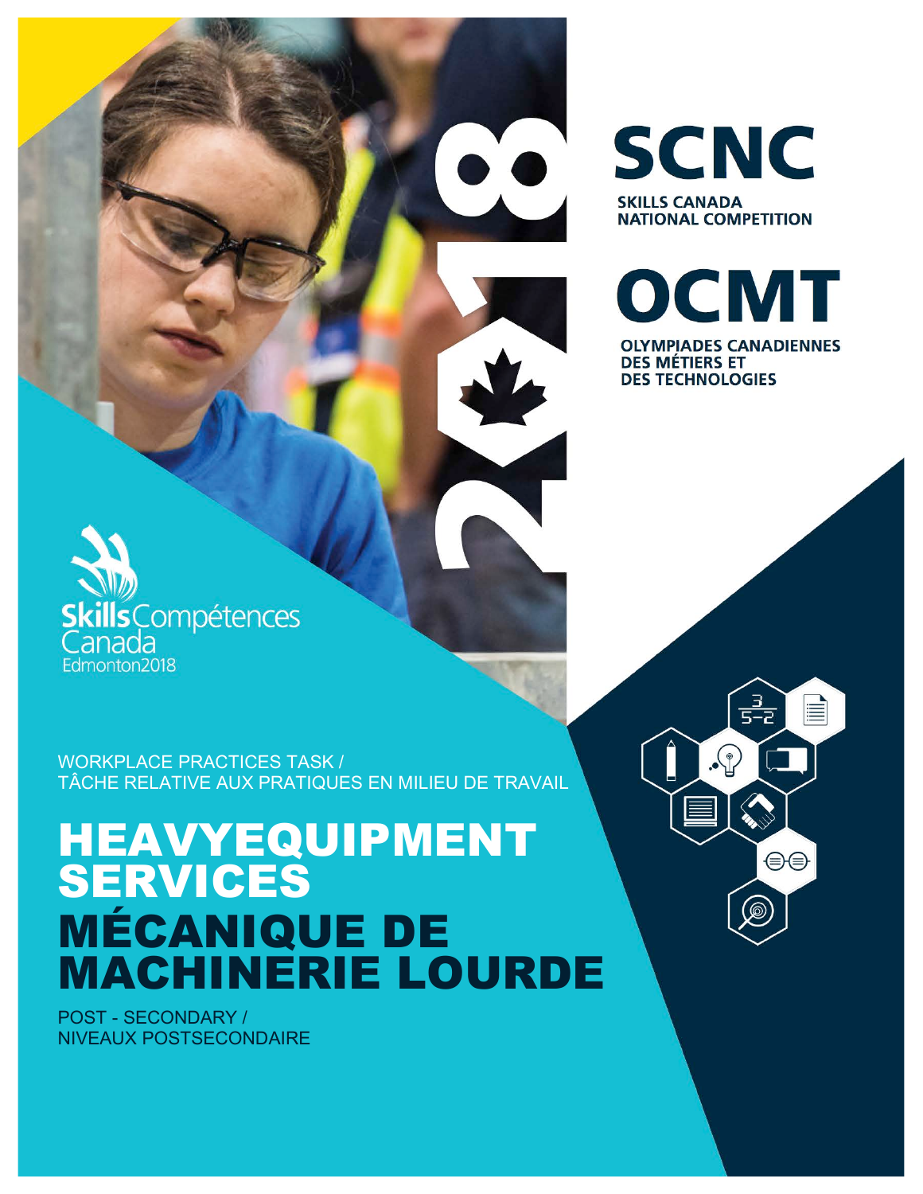# SCNC

SKILLS CANADA NATIONAL COMPETITION

# OCMT

OLYMPIADES CANADIENNES DES MÉTIERS ET DES TECHNOLOGIES

2018

Skills Compétences Canada
Edmonton2018

WORKPLACE PRACTICES TASK /
TÂCHE RELATIVE AUX PRATIQUES EN MILIEU DE TRAVAIL

# HEAVYEQUIPMENT SERVICES
# MÉCANIQUE DE MACHINERIE LOURDE

POST - SECONDARY /
NIVEAUX POSTSECONDAIRE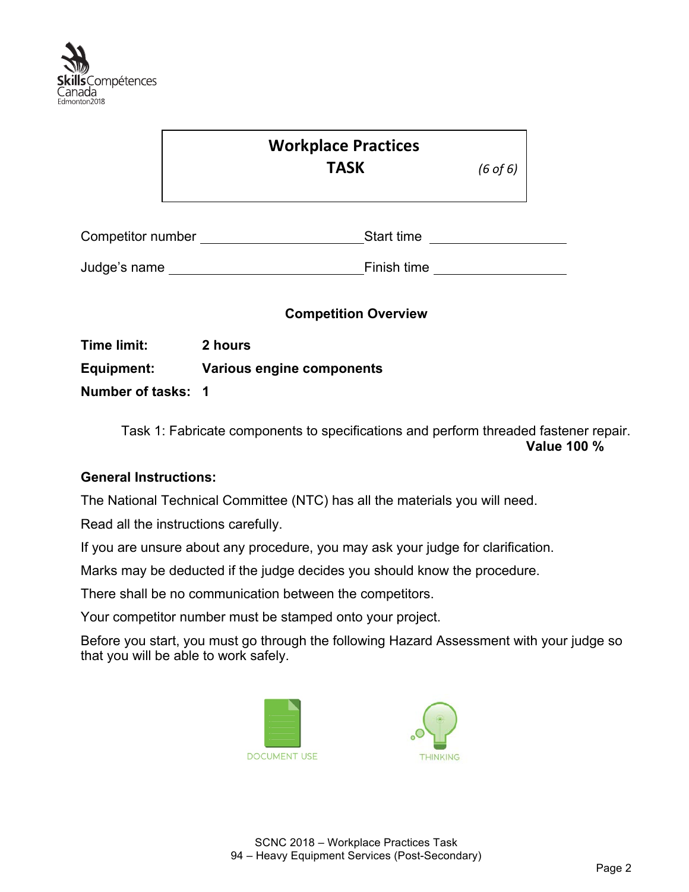# Workplace Practices TASK

*(6 of 6)*

Competitor number ______________________ Start time ____________________

Judge's name __________________________ Finish time ____________________

**Competition Overview**

**Time limit:** **2 hours**

**Equipment:** **Various engine components**

**Number of tasks:** **1**

Task 1: Fabricate components to specifications and perform threaded fastener repair. **Value 100 %**

**General Instructions:**

The National Technical Committee (NTC) has all the materials you will need.

Read all the instructions carefully.

If you are unsure about any procedure, you may ask your judge for clarification.

Marks may be deducted if the judge decides you should know the procedure.

There shall be no communication between the competitors.

Your competitor number must be stamped onto your project.

Before you start, you must go through the following Hazard Assessment with your judge so that you will be able to work safely.

DOCUMENT USE

THINKING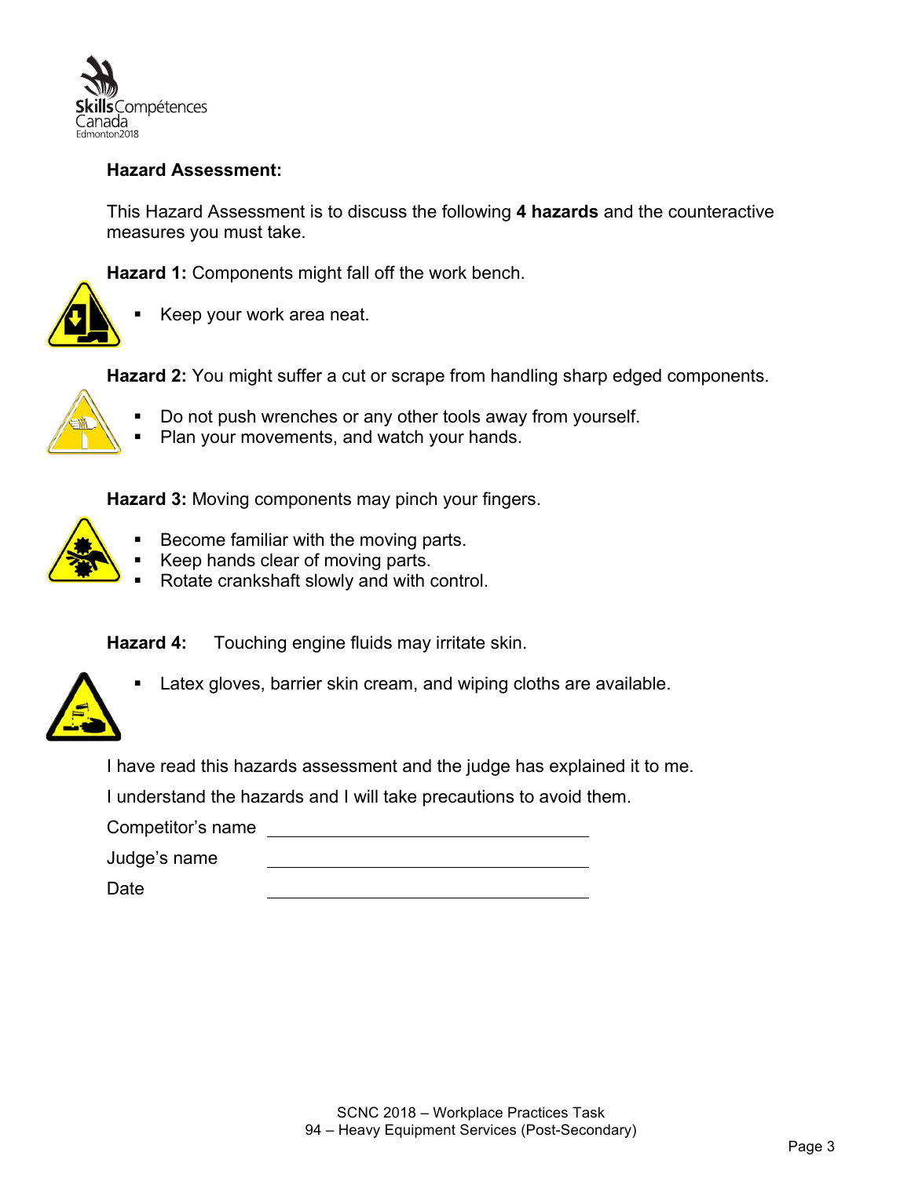**Hazard Assessment:**

This Hazard Assessment is to discuss the following **4 hazards** and the counteractive measures you must take.

**Hazard 1:** Components might fall off the work bench.

- Keep your work area neat.

**Hazard 2:** You might suffer a cut or scrape from handling sharp edged components.

- Do not push wrenches or any other tools away from yourself.
- Plan your movements, and watch your hands.

**Hazard 3:** Moving components may pinch your fingers.

- Become familiar with the moving parts.
- Keep hands clear of moving parts.
- Rotate crankshaft slowly and with control.

**Hazard 4:** Touching engine fluids may irritate skin.

- Latex gloves, barrier skin cream, and wiping cloths are available.

I have read this hazards assessment and the judge has explained it to me.

I understand the hazards and I will take precautions to avoid them.

Competitor's name \_\_\_\_\_\_\_\_\_\_\_\_\_\_\_\_\_\_\_\_\_\_\_\_\_\_\_\_\_\_

Judge's name \_\_\_\_\_\_\_\_\_\_\_\_\_\_\_\_\_\_\_\_\_\_\_\_\_\_\_\_\_\_

Date \_\_\_\_\_\_\_\_\_\_\_\_\_\_\_\_\_\_\_\_\_\_\_\_\_\_\_\_\_\_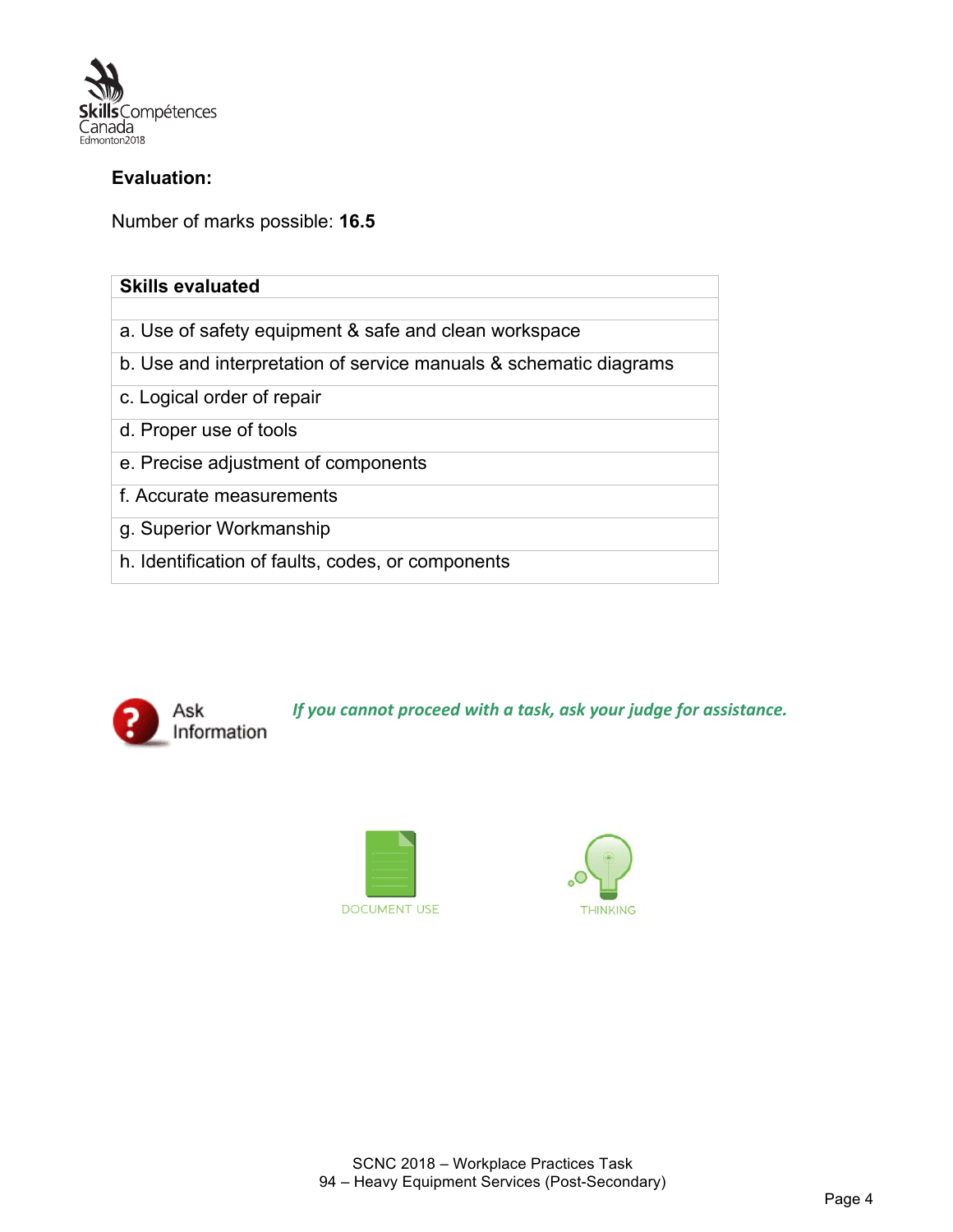**Evaluation:**

Number of marks possible: **16.5**

| Skills evaluated |
| --- |
| |
| a. Use of safety equipment & safe and clean workspace |
| b. Use and interpretation of service manuals & schematic diagrams |
| c. Logical order of repair |
| d. Proper use of tools |
| e. Precise adjustment of components |
| f. Accurate measurements |
| g. Superior Workmanship |
| h. Identification of faults, codes, or components |

Ask Information

***If you cannot proceed with a task, ask your judge for assistance.***

DOCUMENT USE

THINKING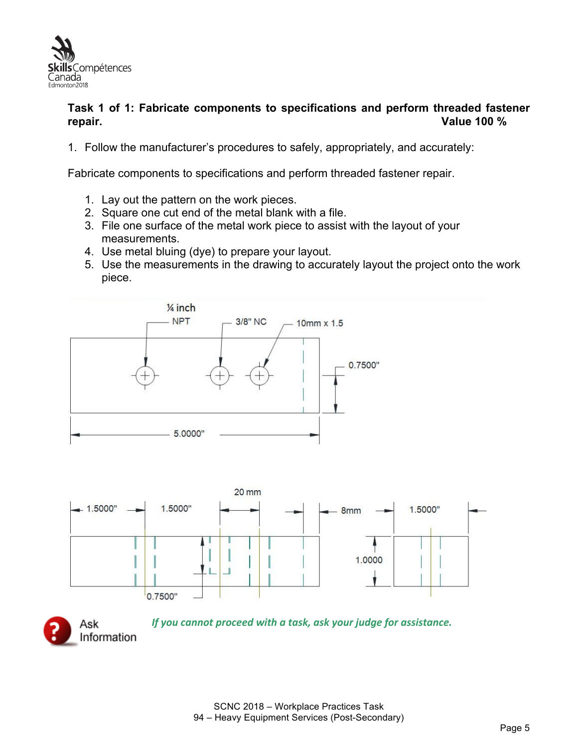**Task 1 of 1: Fabricate components to specifications and perform threaded fastener repair.** **Value 100 %**

1. Follow the manufacturer's procedures to safely, appropriately, and accurately:

Fabricate components to specifications and perform threaded fastener repair.

1. Lay out the pattern on the work pieces.
2. Square one cut end of the metal blank with a file.
3. File one surface of the metal work piece to assist with the layout of your measurements.
4. Use metal bluing (dye) to prepare your layout.
5. Use the measurements in the drawing to accurately layout the project onto the work piece.

¼ inch NPT

3/8" NC

10mm x 1.5

0.7500"

5.0000"

20 mm

1.5000"

1.5000"

8mm

1.5000"

1.0000

0.7500"

Ask Information

*If you cannot proceed with a task, ask your judge for assistance.*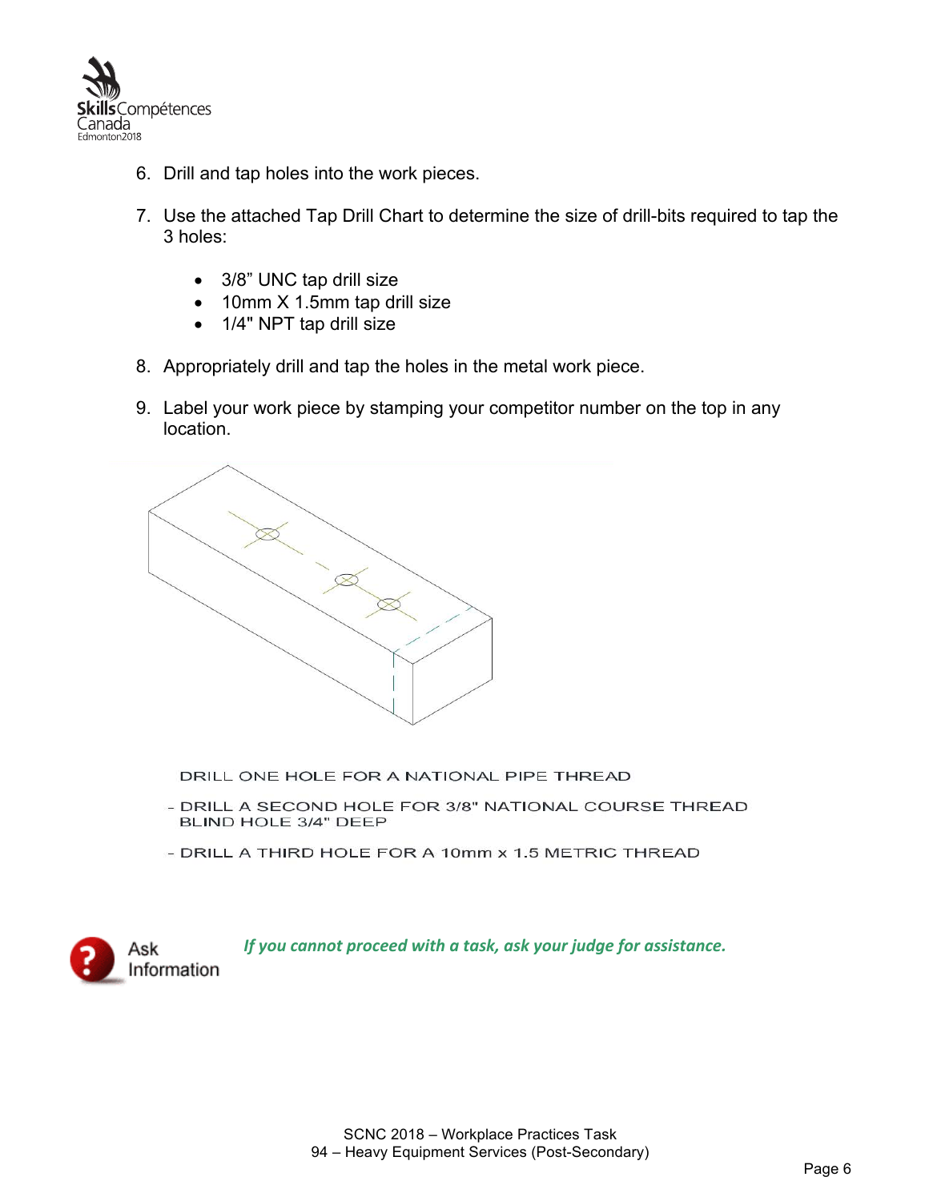6. Drill and tap holes into the work pieces.

7. Use the attached Tap Drill Chart to determine the size of drill-bits required to tap the 3 holes:

   - 3/8" UNC tap drill size
   - 10mm X 1.5mm tap drill size
   - 1/4" NPT tap drill size

8. Appropriately drill and tap the holes in the metal work piece.

9. Label your work piece by stamping your competitor number on the top in any location.

DRILL ONE HOLE FOR A NATIONAL PIPE THREAD

- DRILL A SECOND HOLE FOR 3/8" NATIONAL COURSE THREAD BLIND HOLE 3/4" DEEP

- DRILL A THIRD HOLE FOR A 10mm x 1.5 METRIC THREAD

Ask Information

*If you cannot proceed with a task, ask your judge for assistance.*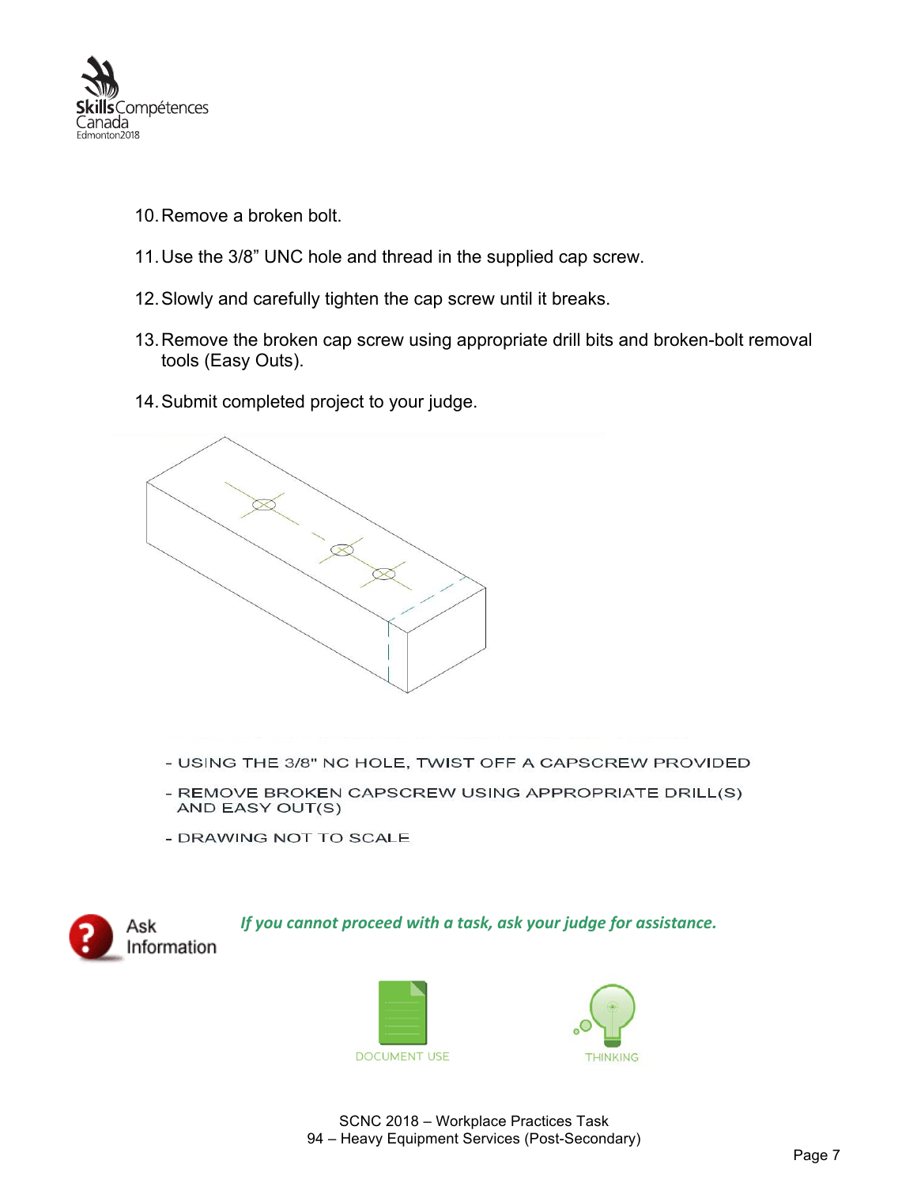10. Remove a broken bolt.

11. Use the 3/8” UNC hole and thread in the supplied cap screw.

12. Slowly and carefully tighten the cap screw until it breaks.

13. Remove the broken cap screw using appropriate drill bits and broken-bolt removal tools (Easy Outs).

14. Submit completed project to your judge.

- USING THE 3/8" NC HOLE, TWIST OFF A CAPSCREW PROVIDED
- REMOVE BROKEN CAPSCREW USING APPROPRIATE DRILL(S) AND EASY OUT(S)
- DRAWING NOT TO SCALE

Ask Information

*If you cannot proceed with a task, ask your judge for assistance.*

DOCUMENT USE THINKING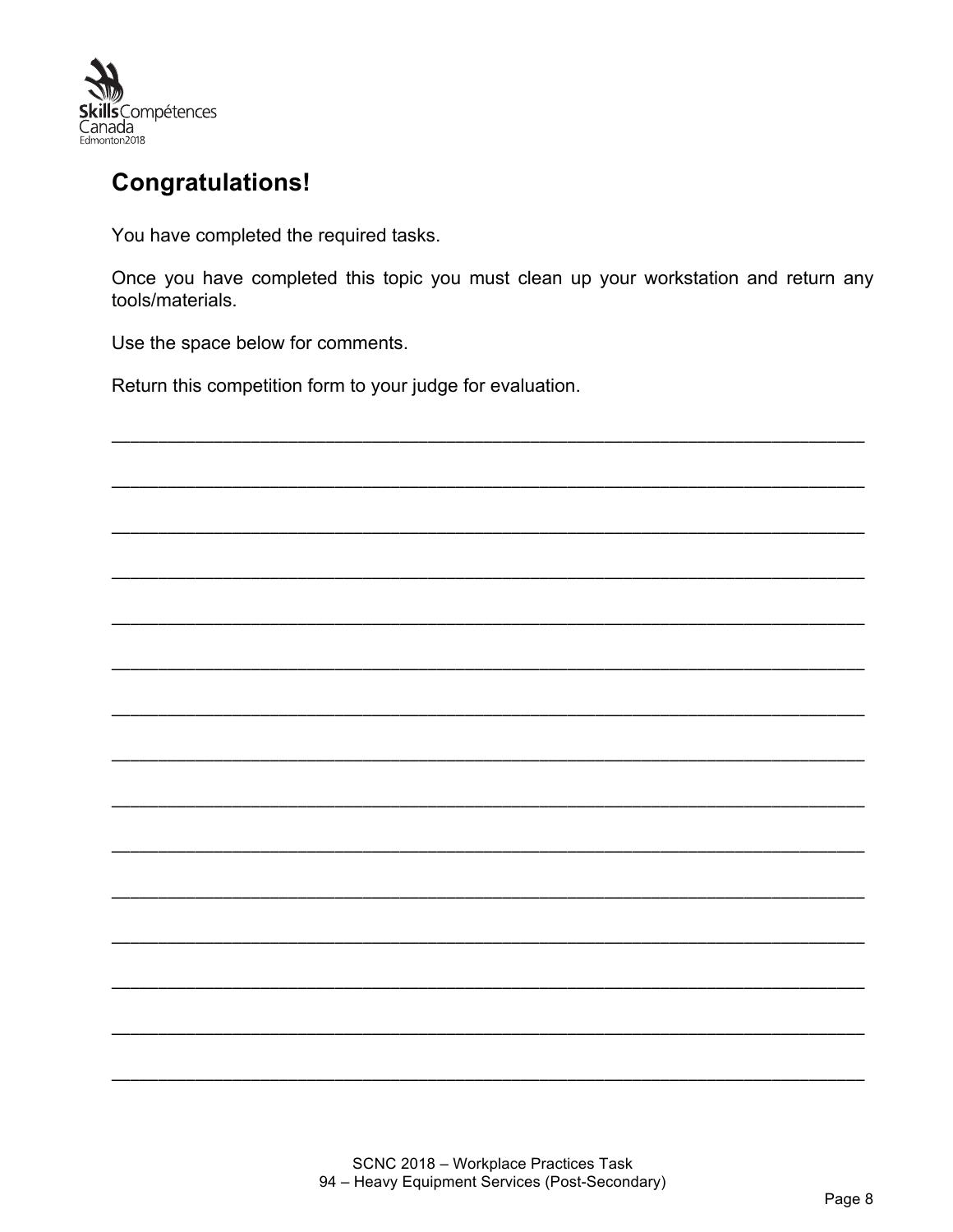## Congratulations!

You have completed the required tasks.

Once you have completed this topic you must clean up your workstation and return any tools/materials.

Use the space below for comments.

Return this competition form to your judge for evaluation.

_______________________________________________________________________

_______________________________________________________________________

_______________________________________________________________________

_______________________________________________________________________

_______________________________________________________________________

_______________________________________________________________________

_______________________________________________________________________

_______________________________________________________________________

_______________________________________________________________________

_______________________________________________________________________

_______________________________________________________________________

_______________________________________________________________________

_______________________________________________________________________

_______________________________________________________________________

_______________________________________________________________________